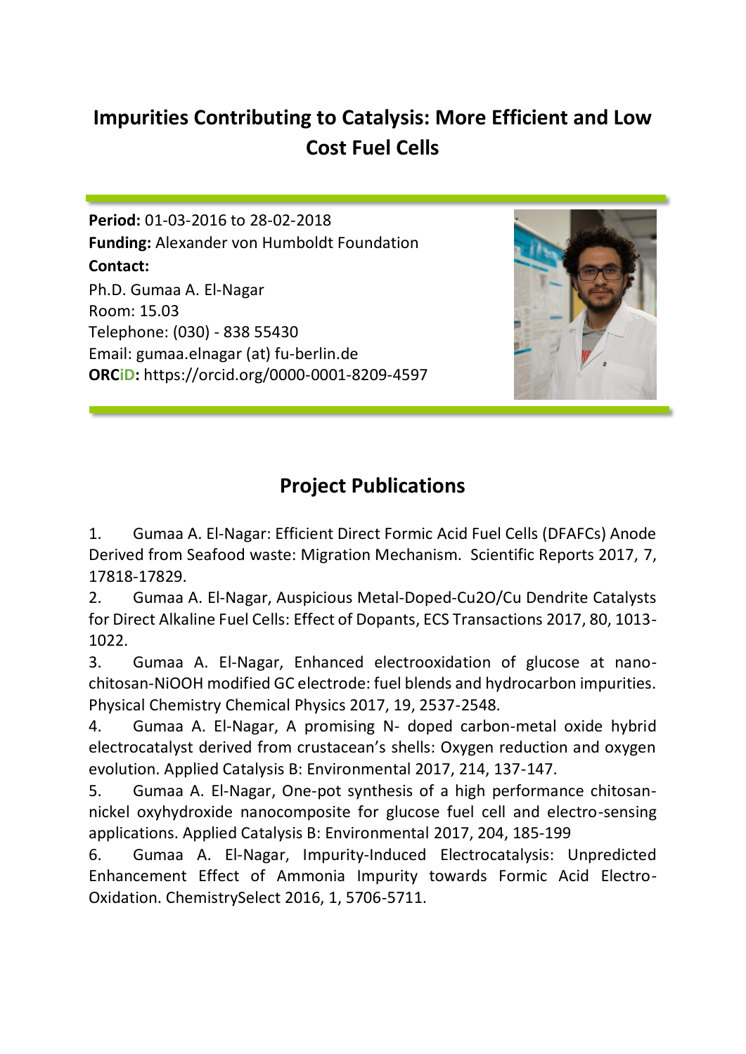# Impurities Contributing to Catalysis: More Efficient and Low Cost Fuel Cells

**Period:** 01-03-2016 to 28-02-2018
**Funding:** Alexander von Humboldt Foundation
**Contact:**
Ph.D. Gumaa A. El-Nagar
Room: 15.03
Telephone: (030) - 838 55430
Email: gumaa.elnagar (at) fu-berlin.de
**ORCiD:** https://orcid.org/0000-0001-8209-4597

## Project Publications

1. Gumaa A. El-Nagar: Efficient Direct Formic Acid Fuel Cells (DFAFCs) Anode Derived from Seafood waste: Migration Mechanism. Scientific Reports 2017, 7, 17818-17829.
2. Gumaa A. El-Nagar, Auspicious Metal-Doped-$Cu_2O$/Cu Dendrite Catalysts for Direct Alkaline Fuel Cells: Effect of Dopants, ECS Transactions 2017, 80, 1013-1022.
3. Gumaa A. El-Nagar, Enhanced electrooxidation of glucose at nano-chitosan-NiOOH modified GC electrode: fuel blends and hydrocarbon impurities. Physical Chemistry Chemical Physics 2017, 19, 2537-2548.
4. Gumaa A. El-Nagar, A promising N- doped carbon-metal oxide hybrid electrocatalyst derived from crustacean's shells: Oxygen reduction and oxygen evolution. Applied Catalysis B: Environmental 2017, 214, 137-147.
5. Gumaa A. El-Nagar, One-pot synthesis of a high performance chitosan-nickel oxyhydroxide nanocomposite for glucose fuel cell and electro-sensing applications. Applied Catalysis B: Environmental 2017, 204, 185-199
6. Gumaa A. El-Nagar, Impurity-Induced Electrocatalysis: Unpredicted Enhancement Effect of Ammonia Impurity towards Formic Acid Electro-Oxidation. ChemistrySelect 2016, 1, 5706-5711.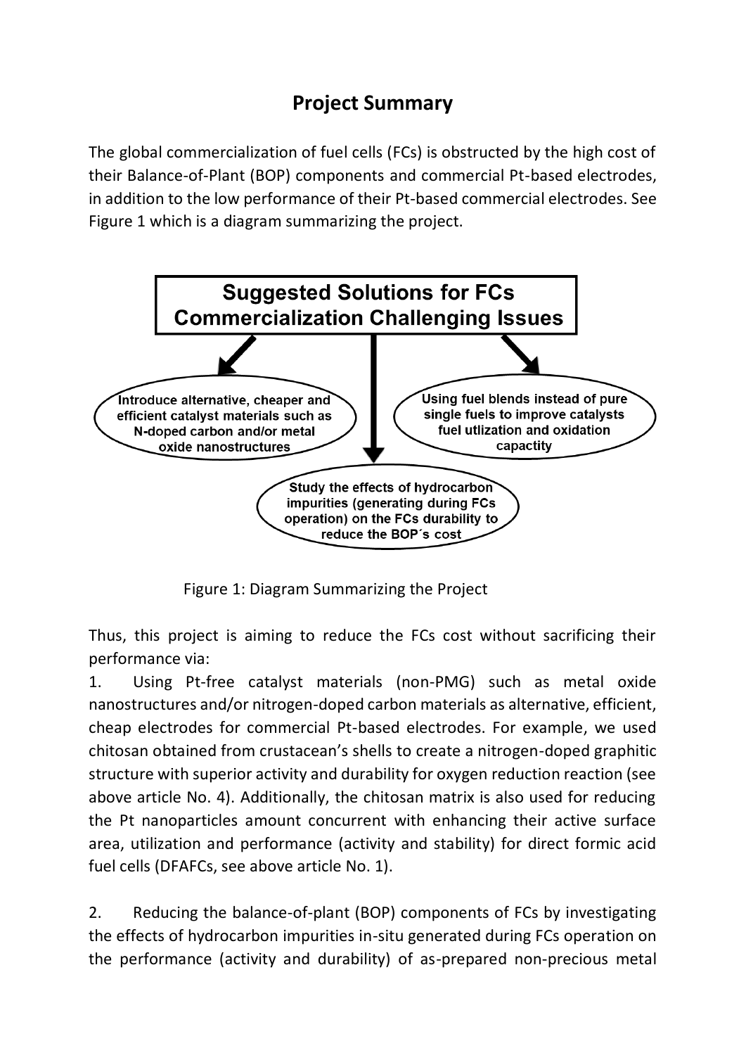## Project Summary

The global commercialization of fuel cells (FCs) is obstructed by the high cost of their Balance-of-Plant (BOP) components and commercial Pt-based electrodes, in addition to the low performance of their Pt-based commercial electrodes. See Figure 1 which is a diagram summarizing the project.

**Suggested Solutions for FCs Commercialization Challenging Issues**

- Introduce alternative, cheaper and efficient catalyst materials such as N-doped carbon and/or metal oxide nanostructures
- Study the effects of hydrocarbon impurities (generating during FCs operation) on the FCs durability to reduce the BOP´s cost
- Using fuel blends instead of pure single fuels to improve catalysts fuel utlization and oxidation capactity

Figure 1: Diagram Summarizing the Project

Thus, this project is aiming to reduce the FCs cost without sacrificing their performance via:

1. Using Pt-free catalyst materials (non-PMG) such as metal oxide nanostructures and/or nitrogen-doped carbon materials as alternative, efficient, cheap electrodes for commercial Pt-based electrodes. For example, we used chitosan obtained from crustacean's shells to create a nitrogen-doped graphitic structure with superior activity and durability for oxygen reduction reaction (see above article No. 4). Additionally, the chitosan matrix is also used for reducing the Pt nanoparticles amount concurrent with enhancing their active surface area, utilization and performance (activity and stability) for direct formic acid fuel cells (DFAFCs, see above article No. 1).

2. Reducing the balance-of-plant (BOP) components of FCs by investigating the effects of hydrocarbon impurities in-situ generated during FCs operation on the performance (activity and durability) of as-prepared non-precious metal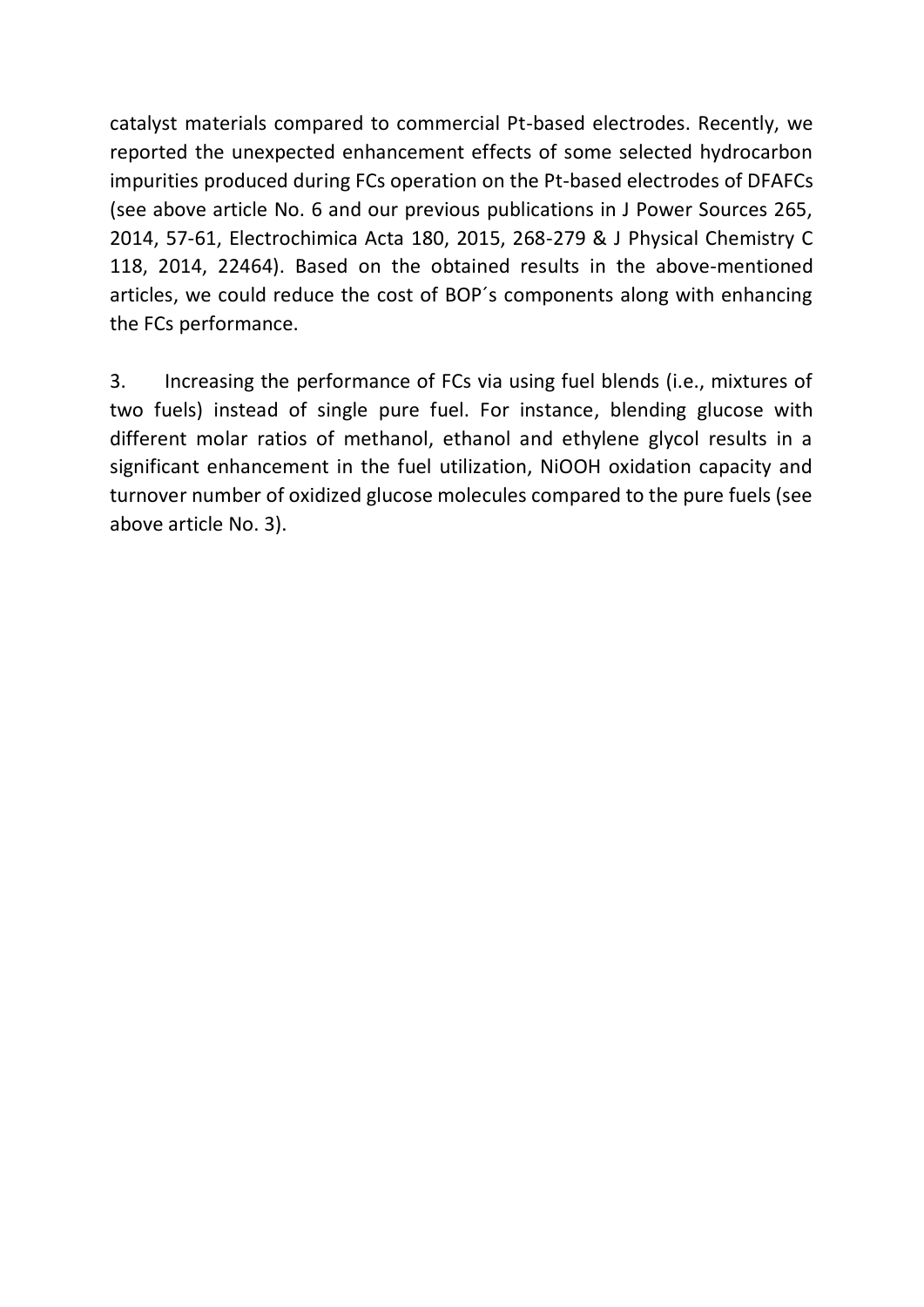catalyst materials compared to commercial Pt-based electrodes. Recently, we reported the unexpected enhancement effects of some selected hydrocarbon impurities produced during FCs operation on the Pt-based electrodes of DFAFCs (see above article No. 6 and our previous publications in J Power Sources 265, 2014, 57-61, Electrochimica Acta 180, 2015, 268-279 & J Physical Chemistry C 118, 2014, 22464). Based on the obtained results in the above-mentioned articles, we could reduce the cost of BOP´s components along with enhancing the FCs performance.

3. Increasing the performance of FCs via using fuel blends (i.e., mixtures of two fuels) instead of single pure fuel. For instance, blending glucose with different molar ratios of methanol, ethanol and ethylene glycol results in a significant enhancement in the fuel utilization, NiOOH oxidation capacity and turnover number of oxidized glucose molecules compared to the pure fuels (see above article No. 3).